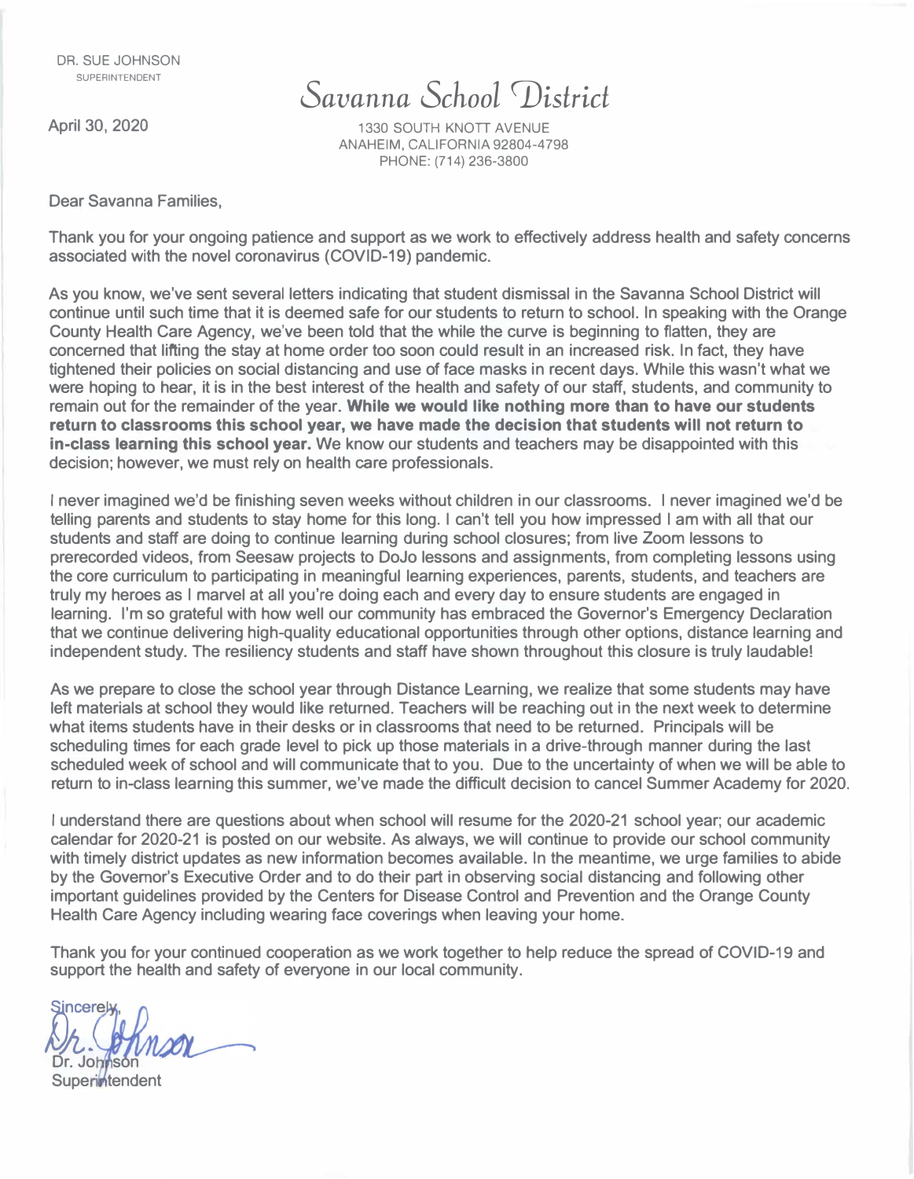DR. SUE JOHNSON
SUPERINTENDENT

# Savanna School District

1330 SOUTH KNOTT AVENUE
ANAHEIM, CALIFORNIA 92804-4798
PHONE: (714) 236-3800

April 30, 2020

Dear Savanna Families,

Thank you for your ongoing patience and support as we work to effectively address health and safety concerns associated with the novel coronavirus (COVID-19) pandemic.

As you know, we've sent several letters indicating that student dismissal in the Savanna School District will continue until such time that it is deemed safe for our students to return to school. In speaking with the Orange County Health Care Agency, we've been told that the while the curve is beginning to flatten, they are concerned that lifting the stay at home order too soon could result in an increased risk. In fact, they have tightened their policies on social distancing and use of face masks in recent days. While this wasn't what we were hoping to hear, it is in the best interest of the health and safety of our staff, students, and community to remain out for the remainder of the year. **While we would like nothing more than to have our students return to classrooms this school year, we have made the decision that students will not return to in-class learning this school year.** We know our students and teachers may be disappointed with this decision; however, we must rely on health care professionals.

I never imagined we'd be finishing seven weeks without children in our classrooms. I never imagined we'd be telling parents and students to stay home for this long. I can't tell you how impressed I am with all that our students and staff are doing to continue learning during school closures; from live Zoom lessons to prerecorded videos, from Seesaw projects to DoJo lessons and assignments, from completing lessons using the core curriculum to participating in meaningful learning experiences, parents, students, and teachers are truly my heroes as I marvel at all you're doing each and every day to ensure students are engaged in learning. I'm so grateful with how well our community has embraced the Governor's Emergency Declaration that we continue delivering high-quality educational opportunities through other options, distance learning and independent study. The resiliency students and staff have shown throughout this closure is truly laudable!

As we prepare to close the school year through Distance Learning, we realize that some students may have left materials at school they would like returned. Teachers will be reaching out in the next week to determine what items students have in their desks or in classrooms that need to be returned. Principals will be scheduling times for each grade level to pick up those materials in a drive-through manner during the last scheduled week of school and will communicate that to you. Due to the uncertainty of when we will be able to return to in-class learning this summer, we've made the difficult decision to cancel Summer Academy for 2020.

I understand there are questions about when school will resume for the 2020-21 school year; our academic calendar for 2020-21 is posted on our website. As always, we will continue to provide our school community with timely district updates as new information becomes available. In the meantime, we urge families to abide by the Governor's Executive Order and to do their part in observing social distancing and following other important guidelines provided by the Centers for Disease Control and Prevention and the Orange County Health Care Agency including wearing face coverings when leaving your home.

Thank you for your continued cooperation as we work together to help reduce the spread of COVID-19 and support the health and safety of everyone in our local community.

Sincerely,

Dr. Johnson
Superintendent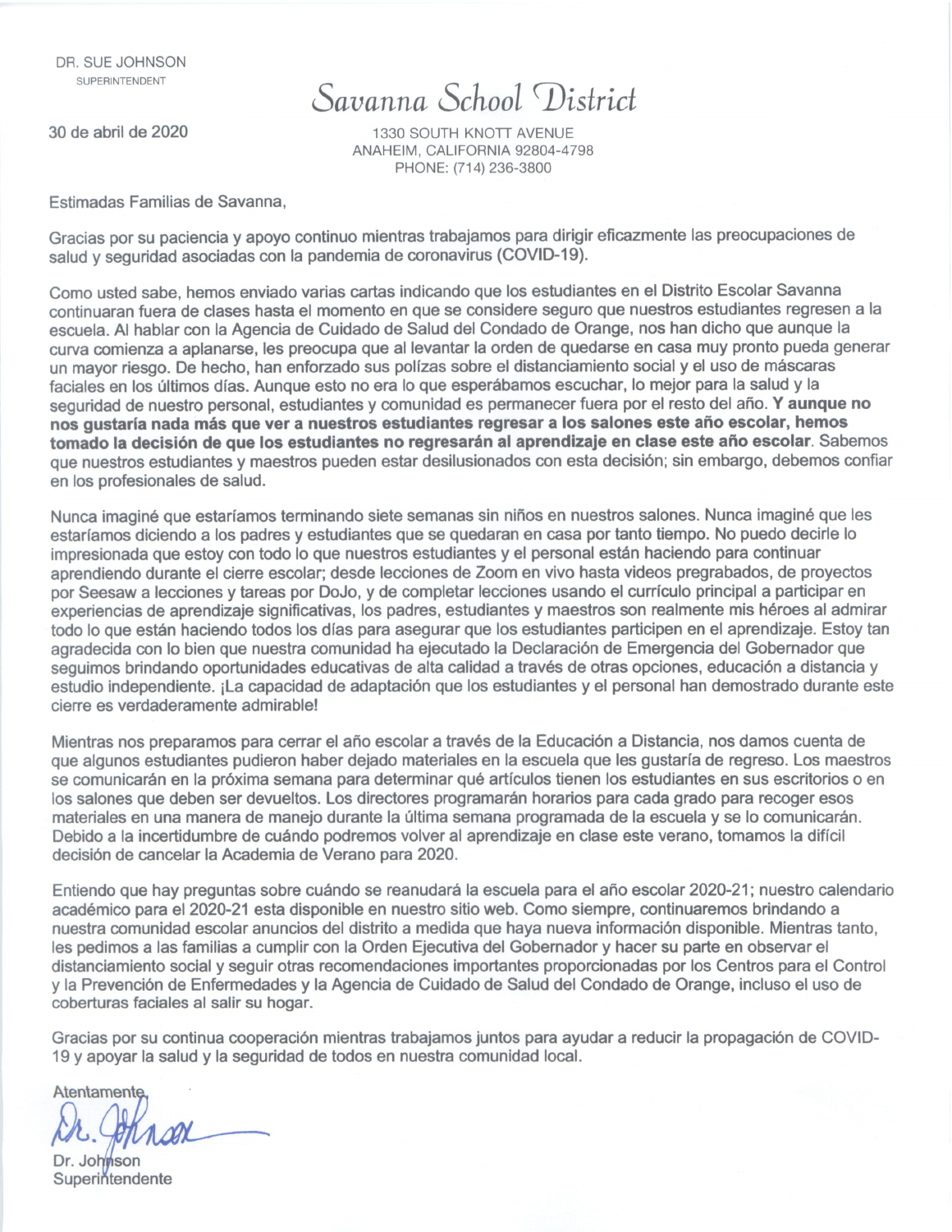DR. SUE JOHNSON
SUPERINTENDENT

# Savanna School District

30 de abril de 2020

1330 SOUTH KNOTT AVENUE
ANAHEIM, CALIFORNIA 92804-4798
PHONE: (714) 236-3800

Estimadas Familias de Savanna,

Gracias por su paciencia y apoyo continuo mientras trabajamos para dirigir eficazmente las preocupaciones de salud y seguridad asociadas con la pandemia de coronavirus (COVID-19).

Como usted sabe, hemos enviado varias cartas indicando que los estudiantes en el Distrito Escolar Savanna continuaran fuera de clases hasta el momento en que se considere seguro que nuestros estudiantes regresen a la escuela. Al hablar con la Agencia de Cuidado de Salud del Condado de Orange, nos han dicho que aunque la curva comienza a aplanarse, les preocupa que al levantar la orden de quedarse en casa muy pronto pueda generar un mayor riesgo. De hecho, han enforzado sus polízas sobre el distanciamiento social y el uso de máscaras faciales en los últimos días. Aunque esto no era lo que esperábamos escuchar, lo mejor para la salud y la seguridad de nuestro personal, estudiantes y comunidad es permanecer fuera por el resto del año. **Y aunque no nos gustaría nada más que ver a nuestros estudiantes regresar a los salones este año escolar, hemos tomado la decisión de que los estudiantes no regresarán al aprendizaje en clase este año escolar**. Sabemos que nuestros estudiantes y maestros pueden estar desilusionados con esta decisión; sin embargo, debemos confiar en los profesionales de salud.

Nunca imaginé que estaríamos terminando siete semanas sin niños en nuestros salones. Nunca imaginé que les estaríamos diciendo a los padres y estudiantes que se quedaran en casa por tanto tiempo. No puedo decirle lo impresionada que estoy con todo lo que nuestros estudiantes y el personal están haciendo para continuar aprendiendo durante el cierre escolar; desde lecciones de Zoom en vivo hasta videos pregrabados, de proyectos por Seesaw a lecciones y tareas por DoJo, y de completar lecciones usando el currículo principal a participar en experiencias de aprendizaje significativas, los padres, estudiantes y maestros son realmente mis héroes al admirar todo lo que están haciendo todos los días para asegurar que los estudiantes participen en el aprendizaje. Estoy tan agradecida con lo bien que nuestra comunidad ha ejecutado la Declaración de Emergencia del Gobernador que seguimos brindando oportunidades educativas de alta calidad a través de otras opciones, educación a distancia y estudio independiente. ¡La capacidad de adaptación que los estudiantes y el personal han demostrado durante este cierre es verdaderamente admirable!

Mientras nos preparamos para cerrar el año escolar a través de la Educación a Distancia, nos damos cuenta de que algunos estudiantes pudieron haber dejado materiales en la escuela que les gustaría de regreso. Los maestros se comunicarán en la próxima semana para determinar qué artículos tienen los estudiantes en sus escritorios o en los salones que deben ser devueltos. Los directores programarán horarios para cada grado para recoger esos materiales en una manera de manejo durante la última semana programada de la escuela y se lo comunicarán. Debido a la incertidumbre de cuándo podremos volver al aprendizaje en clase este verano, tomamos la difícil decisión de cancelar la Academia de Verano para 2020.

Entiendo que hay preguntas sobre cuándo se reanudará la escuela para el año escolar 2020-21; nuestro calendario académico para el 2020-21 esta disponible en nuestro sitio web. Como siempre, continuaremos brindando a nuestra comunidad escolar anuncios del distrito a medida que haya nueva información disponible. Mientras tanto, les pedimos a las familias a cumplir con la Orden Ejecutiva del Gobernador y hacer su parte en observar el distanciamiento social y seguir otras recomendaciones importantes proporcionadas por los Centros para el Control y la Prevención de Enfermedades y la Agencia de Cuidado de Salud del Condado de Orange, incluso el uso de coberturas faciales al salir su hogar.

Gracias por su continua cooperación mientras trabajamos juntos para ayudar a reducir la propagación de COVID-19 y apoyar la salud y la seguridad de todos en nuestra comunidad local.

Atentamente,

Dr. Johnson

Dr. Johnson
Superintendente